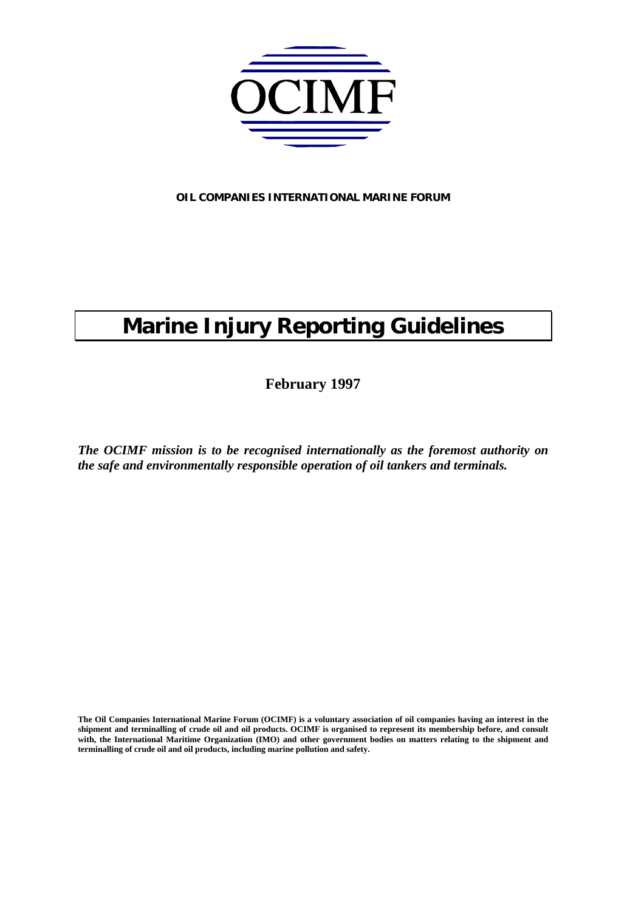OCIMF

**OIL COMPANIES INTERNATIONAL MARINE FORUM**

# Marine Injury Reporting Guidelines

**February 1997**

***The OCIMF mission is to be recognised internationally as the foremost authority on the safe and environmentally responsible operation of oil tankers and terminals.***

**The Oil Companies International Marine Forum (OCIMF) is a voluntary association of oil companies having an interest in the shipment and terminalling of crude oil and oil products. OCIMF is organised to represent its membership before, and consult with, the International Maritime Organization (IMO) and other government bodies on matters relating to the shipment and terminalling of crude oil and oil products, including marine pollution and safety.**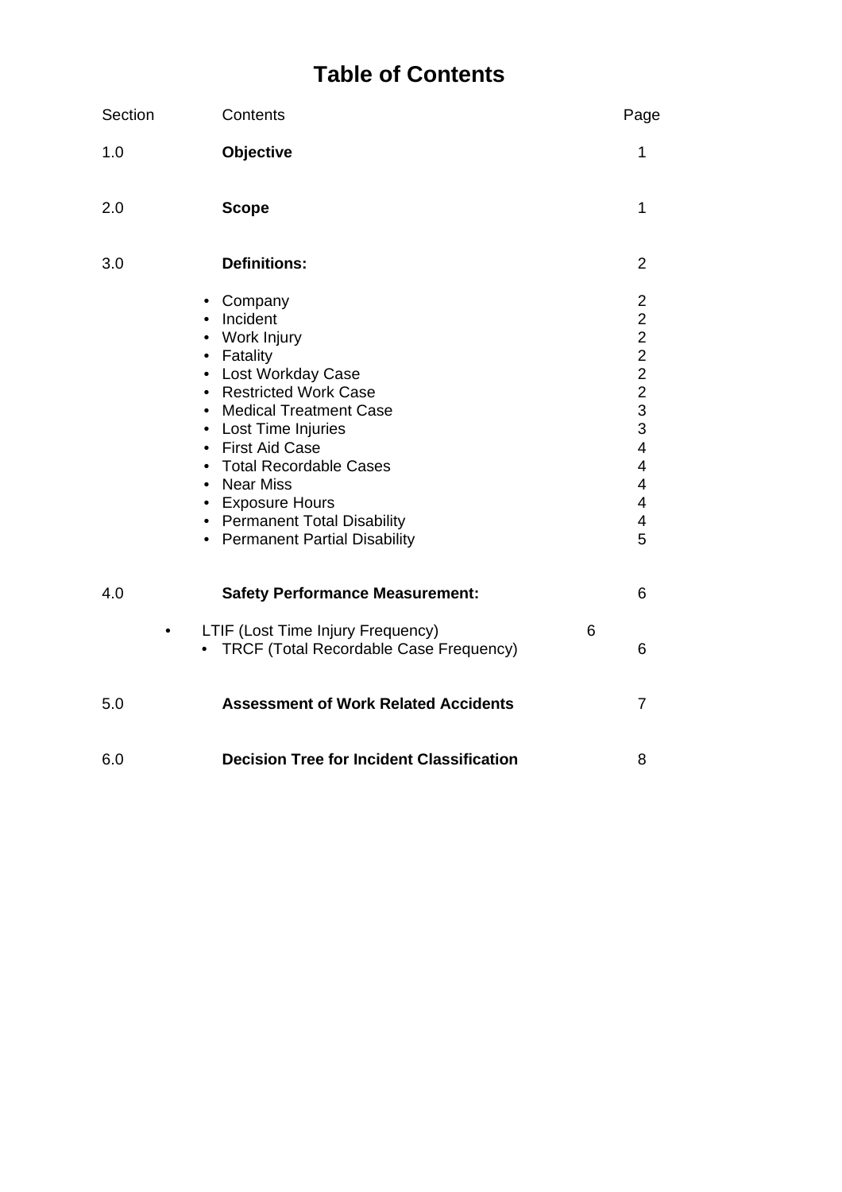# Table of Contents

| Section | Contents | Page |
|---|---|---|
| 1.0 | **Objective** | 1 |
| 2.0 | **Scope** | 1 |
| 3.0 | **Definitions:** | 2 |
| | • Company | 2 |
| | • Incident | 2 |
| | • Work Injury | 2 |
| | • Fatality | 2 |
| | • Lost Workday Case | 2 |
| | • Restricted Work Case | 2 |
| | • Medical Treatment Case | 3 |
| | • Lost Time Injuries | 3 |
| | • First Aid Case | 4 |
| | • Total Recordable Cases | 4 |
| | • Near Miss | 4 |
| | • Exposure Hours | 4 |
| | • Permanent Total Disability | 4 |
| | • Permanent Partial Disability | 5 |
| 4.0 | **Safety Performance Measurement:** | 6 |
| | • LTIF (Lost Time Injury Frequency) | 6 |
| | • TRCF (Total Recordable Case Frequency) | 6 |
| 5.0 | **Assessment of Work Related Accidents** | 7 |
| 6.0 | **Decision Tree for Incident Classification** | 8 |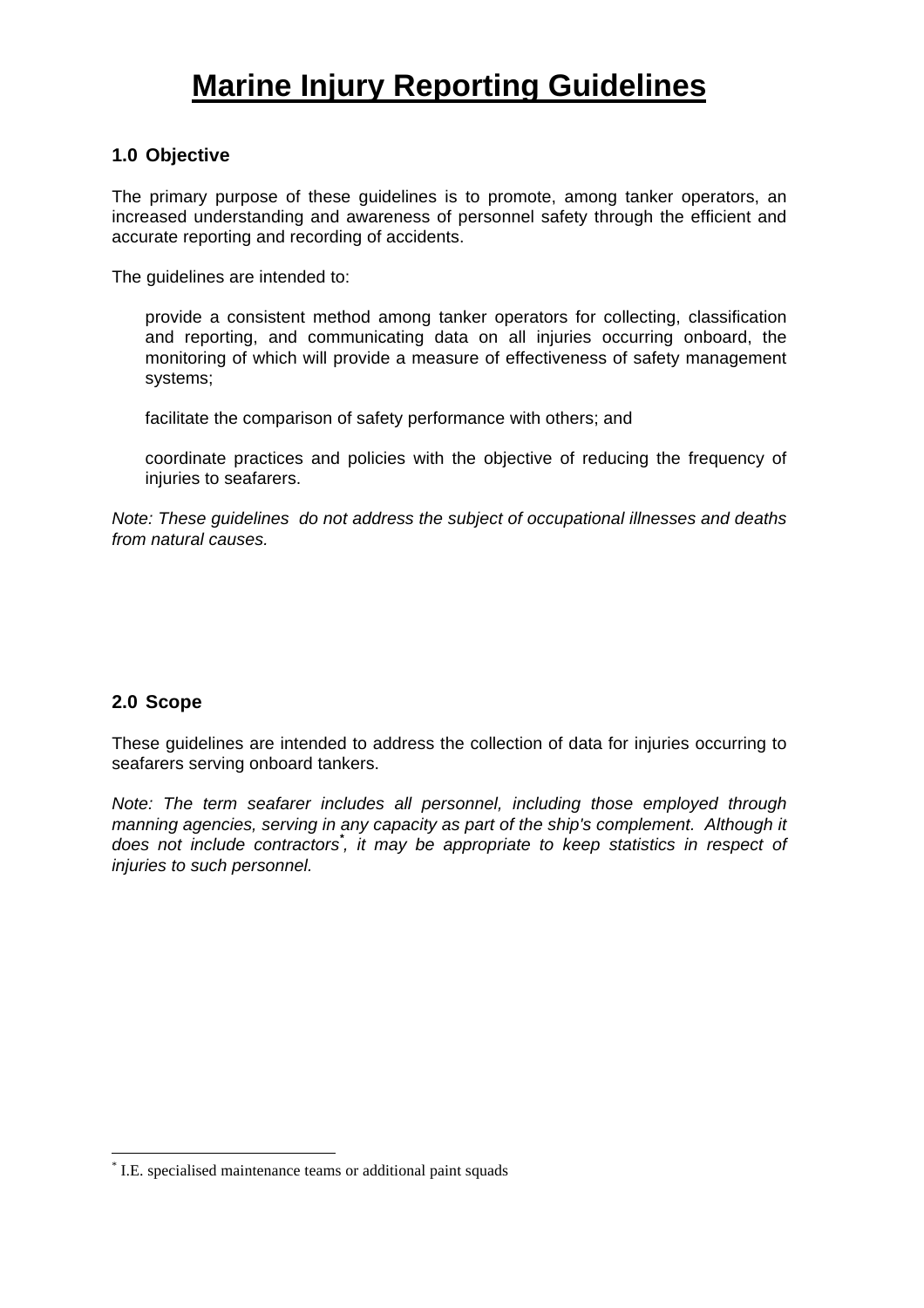# Marine Injury Reporting Guidelines

## 1.0 Objective

The primary purpose of these guidelines is to promote, among tanker operators, an increased understanding and awareness of personnel safety through the efficient and accurate reporting and recording of accidents.

The guidelines are intended to:

- provide a consistent method among tanker operators for collecting, classification and reporting, and communicating data on all injuries occurring onboard, the monitoring of which will provide a measure of effectiveness of safety management systems;

- facilitate the comparison of safety performance with others; and

- coordinate practices and policies with the objective of reducing the frequency of injuries to seafarers.

*Note: These guidelines do not address the subject of occupational illnesses and deaths from natural causes.*

## 2.0 Scope

These guidelines are intended to address the collection of data for injuries occurring to seafarers serving onboard tankers.

*Note: The term seafarer includes all personnel, including those employed through manning agencies, serving in any capacity as part of the ship's complement. Although it does not include contractors*, it may be appropriate to keep statistics in respect of injuries to such personnel.*

* I.E. specialised maintenance teams or additional paint squads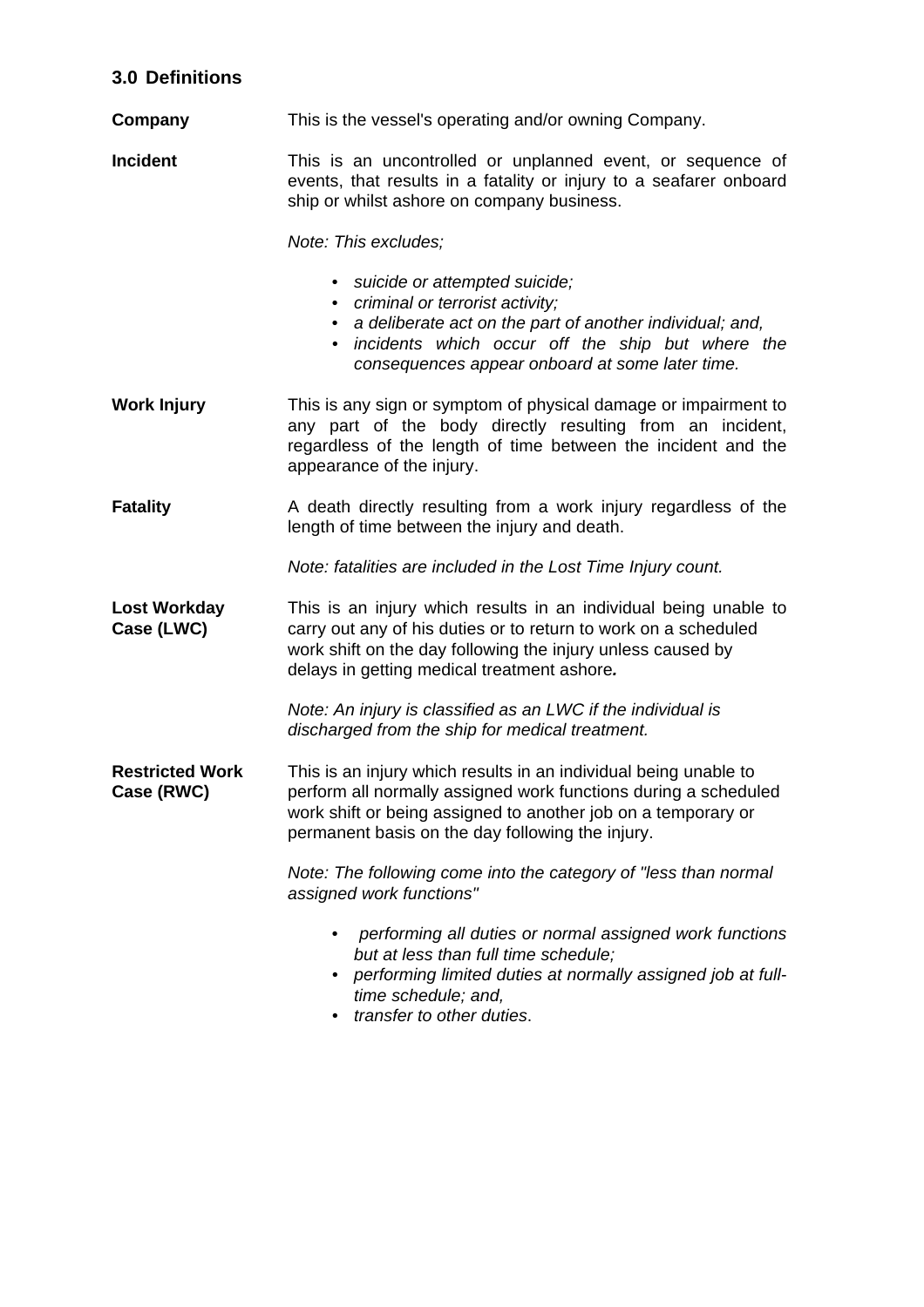## 3.0 Definitions

**Company**

This is the vessel's operating and/or owning Company.

**Incident**

This is an uncontrolled or unplanned event, or sequence of events, that results in a fatality or injury to a seafarer onboard ship or whilst ashore on company business.

*Note: This excludes;*

- *suicide or attempted suicide;*
- *criminal or terrorist activity;*
- *a deliberate act on the part of another individual; and,*
- *incidents which occur off the ship but where the consequences appear onboard at some later time.*

**Work Injury**

This is any sign or symptom of physical damage or impairment to any part of the body directly resulting from an incident, regardless of the length of time between the incident and the appearance of the injury.

**Fatality**

A death directly resulting from a work injury regardless of the length of time between the injury and death.

*Note: fatalities are included in the Lost Time Injury count.*

**Lost Workday Case (LWC)**

This is an injury which results in an individual being unable to carry out any of his duties or to return to work on a scheduled work shift on the day following the injury unless caused by delays in getting medical treatment ashore***.***

*Note: An injury is classified as an LWC if the individual is discharged from the ship for medical treatment.*

**Restricted Work Case (RWC)**

This is an injury which results in an individual being unable to perform all normally assigned work functions during a scheduled work shift or being assigned to another job on a temporary or permanent basis on the day following the injury.

*Note: The following come into the category of "less than normal assigned work functions"*

- *performing all duties or normal assigned work functions but at less than full time schedule;*
- *performing limited duties at normally assigned job at full-time schedule; and,*
- *transfer to other duties*.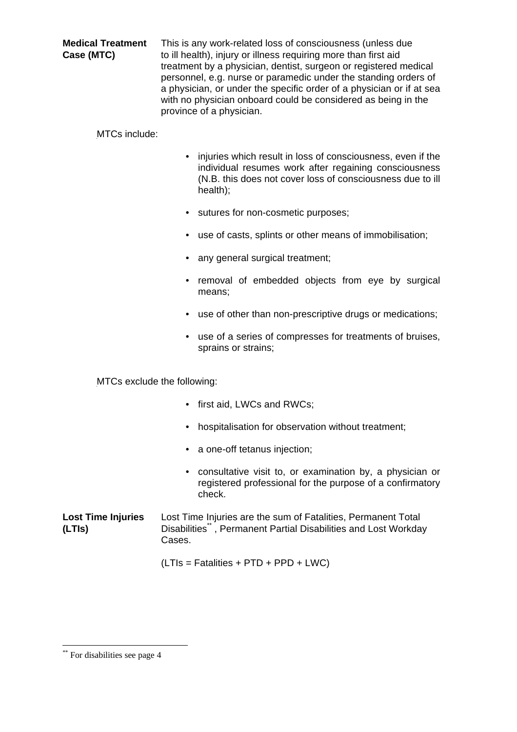**Medical Treatment Case (MTC)** This is any work-related loss of consciousness (unless due to ill health), injury or illness requiring more than first aid treatment by a physician, dentist, surgeon or registered medical personnel, e.g. nurse or paramedic under the standing orders of a physician, or under the specific order of a physician or if at sea with no physician onboard could be considered as being in the province of a physician.

MTCs include:

- injuries which result in loss of consciousness, even if the individual resumes work after regaining consciousness (N.B. this does not cover loss of consciousness due to ill health);
- sutures for non-cosmetic purposes;
- use of casts, splints or other means of immobilisation;
- any general surgical treatment;
- removal of embedded objects from eye by surgical means;
- use of other than non-prescriptive drugs or medications;
- use of a series of compresses for treatments of bruises, sprains or strains;

MTCs exclude the following:

- first aid, LWCs and RWCs;
- hospitalisation for observation without treatment;
- a one-off tetanus injection;
- consultative visit to, or examination by, a physician or registered professional for the purpose of a confirmatory check.

**Lost Time Injuries (LTIs)** Lost Time Injuries are the sum of Fatalities, Permanent Total Disabilities[**], Permanent Partial Disabilities and Lost Workday Cases.

(LTIs = Fatalities + PTD + PPD + LWC)

---

[**] For disabilities see page 4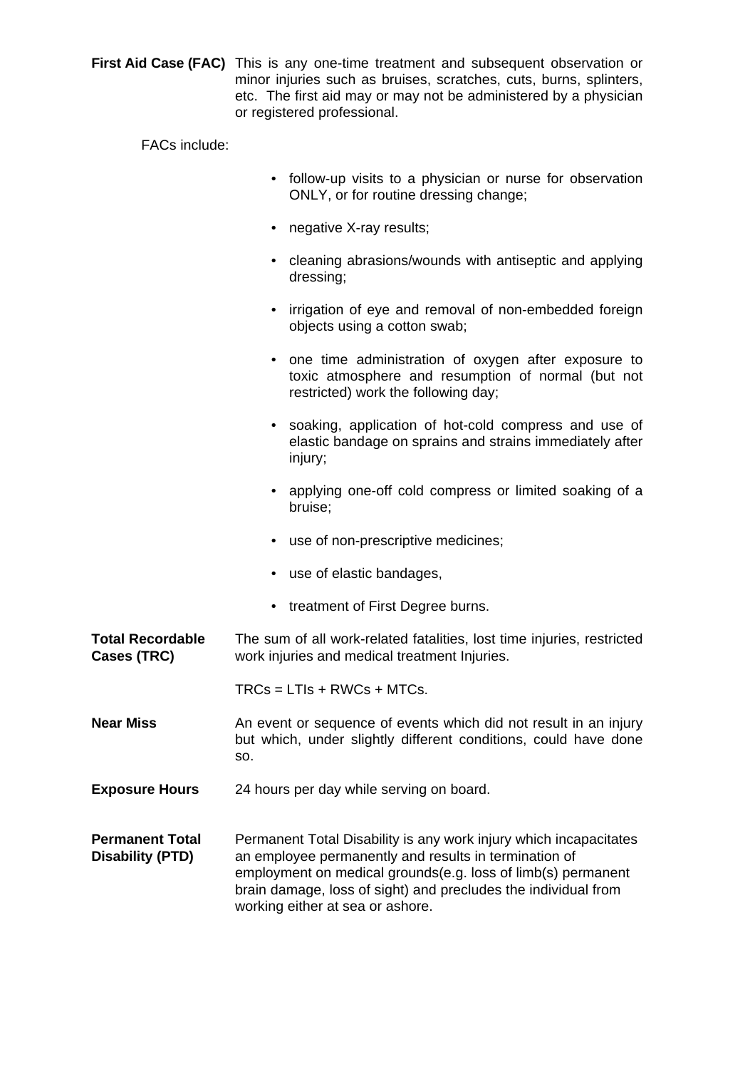**First Aid Case (FAC)** This is any one-time treatment and subsequent observation or minor injuries such as bruises, scratches, cuts, burns, splinters, etc. The first aid may or may not be administered by a physician or registered professional.

FACs include:

- follow-up visits to a physician or nurse for observation ONLY, or for routine dressing change;
- negative X-ray results;
- cleaning abrasions/wounds with antiseptic and applying dressing;
- irrigation of eye and removal of non-embedded foreign objects using a cotton swab;
- one time administration of oxygen after exposure to toxic atmosphere and resumption of normal (but not restricted) work the following day;
- soaking, application of hot-cold compress and use of elastic bandage on sprains and strains immediately after injury;
- applying one-off cold compress or limited soaking of a bruise;
- use of non-prescriptive medicines;
- use of elastic bandages,
- treatment of First Degree burns.

**Total Recordable Cases (TRC)** The sum of all work-related fatalities, lost time injuries, restricted work injuries and medical treatment Injuries.

TRCs = LTIs + RWCs + MTCs.

**Near Miss** An event or sequence of events which did not result in an injury but which, under slightly different conditions, could have done so.

**Exposure Hours** 24 hours per day while serving on board.

**Permanent Total Disability (PTD)** Permanent Total Disability is any work injury which incapacitates an employee permanently and results in termination of employment on medical grounds(e.g. loss of limb(s) permanent brain damage, loss of sight) and precludes the individual from working either at sea or ashore.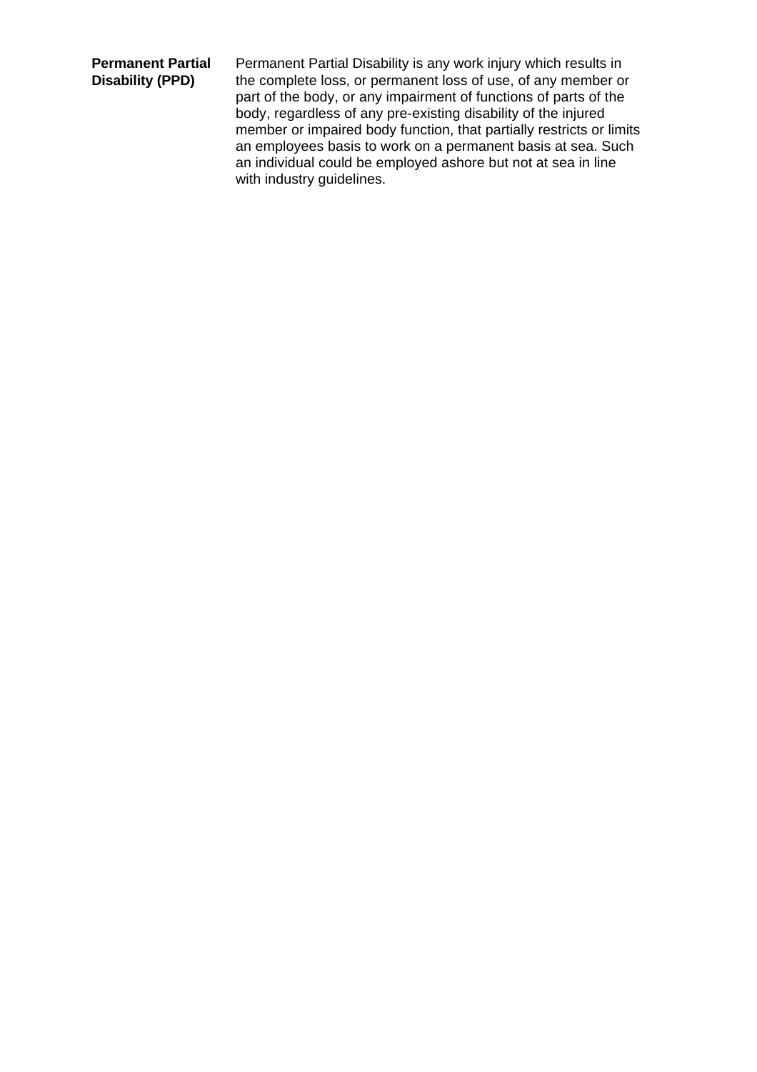**Permanent Partial Disability (PPD)**

Permanent Partial Disability is any work injury which results in the complete loss, or permanent loss of use, of any member or part of the body, or any impairment of functions of parts of the body, regardless of any pre-existing disability of the injured member or impaired body function, that partially restricts or limits an employees basis to work on a permanent basis at sea. Such an individual could be employed ashore but not at sea in line with industry guidelines.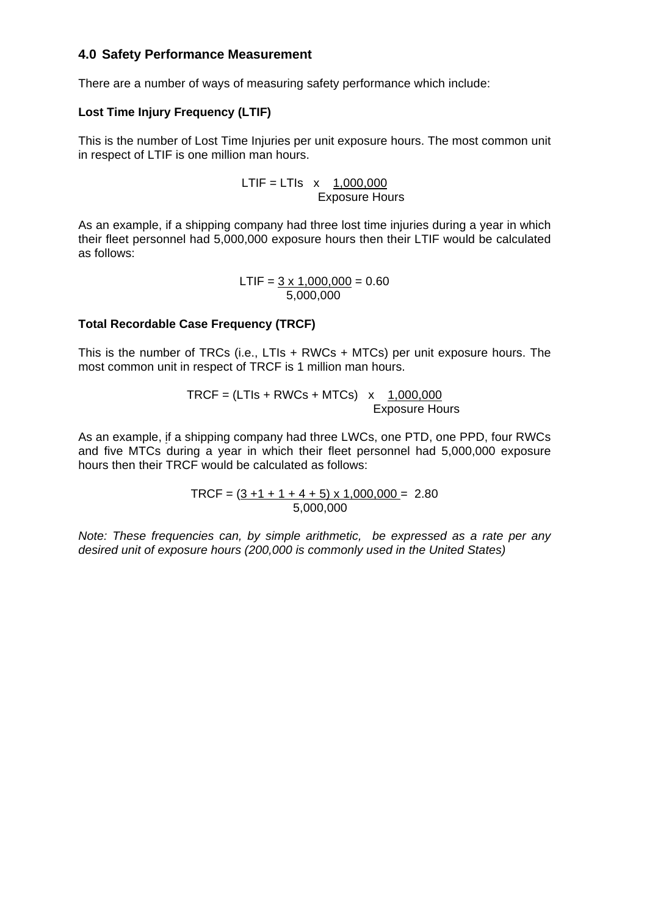## 4.0 Safety Performance Measurement

There are a number of ways of measuring safety performance which include:

**Lost Time Injury Frequency (LTIF)**

This is the number of Lost Time Injuries per unit exposure hours. The most common unit in respect of LTIF is one million man hours.

$$\text{LTIF} = \text{LTIs} \times \frac{1{,}000{,}000}{\text{Exposure Hours}}$$

As an example, if a shipping company had three lost time injuries during a year in which their fleet personnel had 5,000,000 exposure hours then their LTIF would be calculated as follows:

$$\text{LTIF} = \frac{3 \times 1{,}000{,}000}{5{,}000{,}000} = 0.60$$

**Total Recordable Case Frequency (TRCF)**

This is the number of TRCs (i.e., LTIs + RWCs + MTCs) per unit exposure hours. The most common unit in respect of TRCF is 1 million man hours.

$$\text{TRCF} = (\text{LTIs} + \text{RWCs} + \text{MTCs}) \times \frac{1{,}000{,}000}{\text{Exposure Hours}}$$

As an example, if a shipping company had three LWCs, one PTD, one PPD, four RWCs and five MTCs during a year in which their fleet personnel had 5,000,000 exposure hours then their TRCF would be calculated as follows:

$$\text{TRCF} = \frac{(3 + 1 + 1 + 4 + 5) \times 1{,}000{,}000}{5{,}000{,}000} = 2.80$$

*Note: These frequencies can, by simple arithmetic, be expressed as a rate per any desired unit of exposure hours (200,000 is commonly used in the United States)*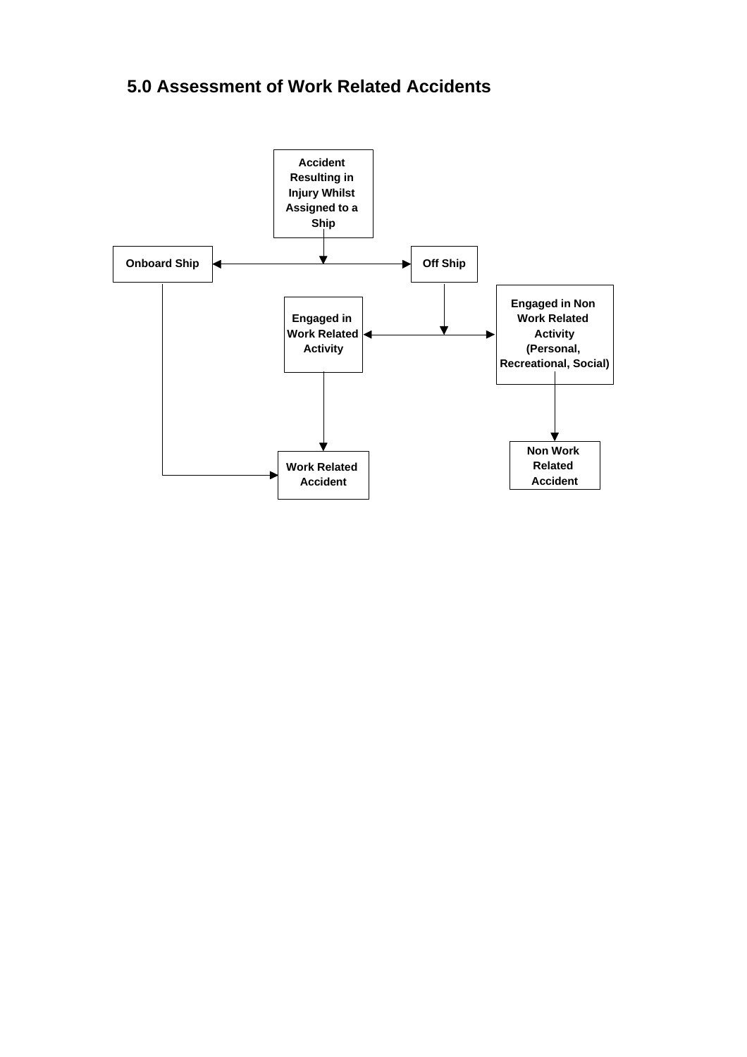## 5.0 Assessment of Work Related Accidents

Accident Resulting in Injury Whilst Assigned to a Ship

Onboard Ship

Off Ship

Engaged in Work Related Activity

Engaged in Non Work Related Activity (Personal, Recreational, Social)

Work Related Accident

Non Work Related Accident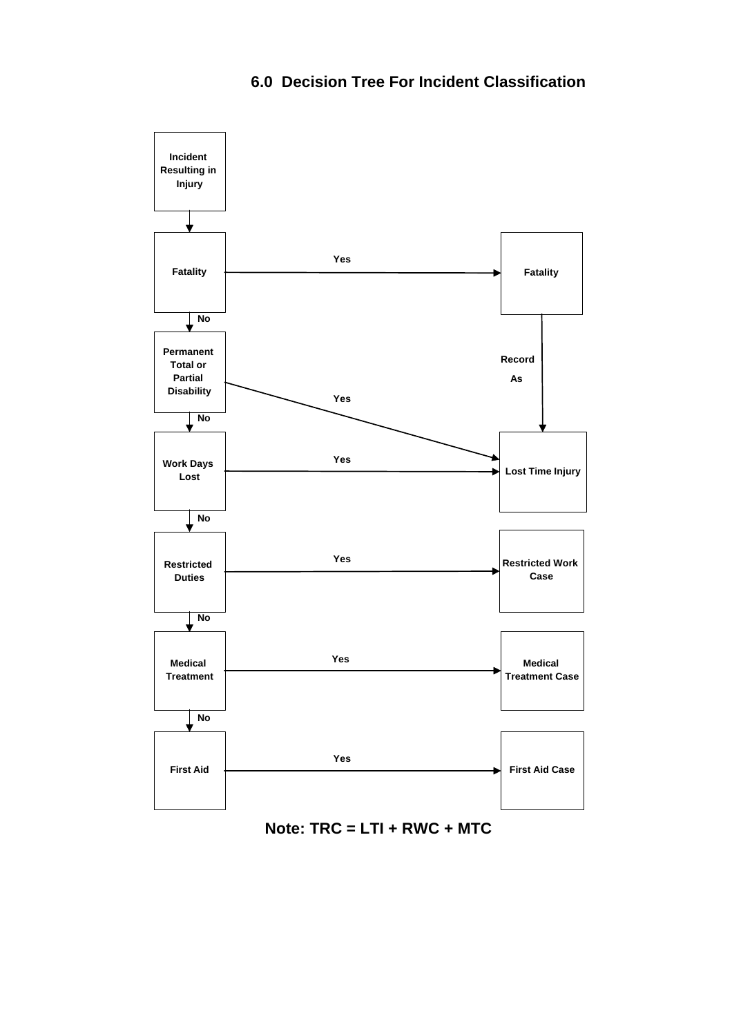## 6.0 Decision Tree For Incident Classification

**Incident Resulting in Injury**

| Decision | | Classification |
| --- | --- | --- |
| **Fatality** | Yes | **Fatality** (Record As **Lost Time Injury**) |
| No ↓ | | |
| **Permanent Total or Partial Disability** | Yes | **Lost Time Injury** |
| No ↓ | | |
| **Work Days Lost** | Yes | **Lost Time Injury** |
| No ↓ | | |
| **Restricted Duties** | Yes | **Restricted Work Case** |
| No ↓ | | |
| **Medical Treatment** | Yes | **Medical Treatment Case** |
| No ↓ | | |
| **First Aid** | Yes | **First Aid Case** |

**Note: TRC = LTI + RWC + MTC**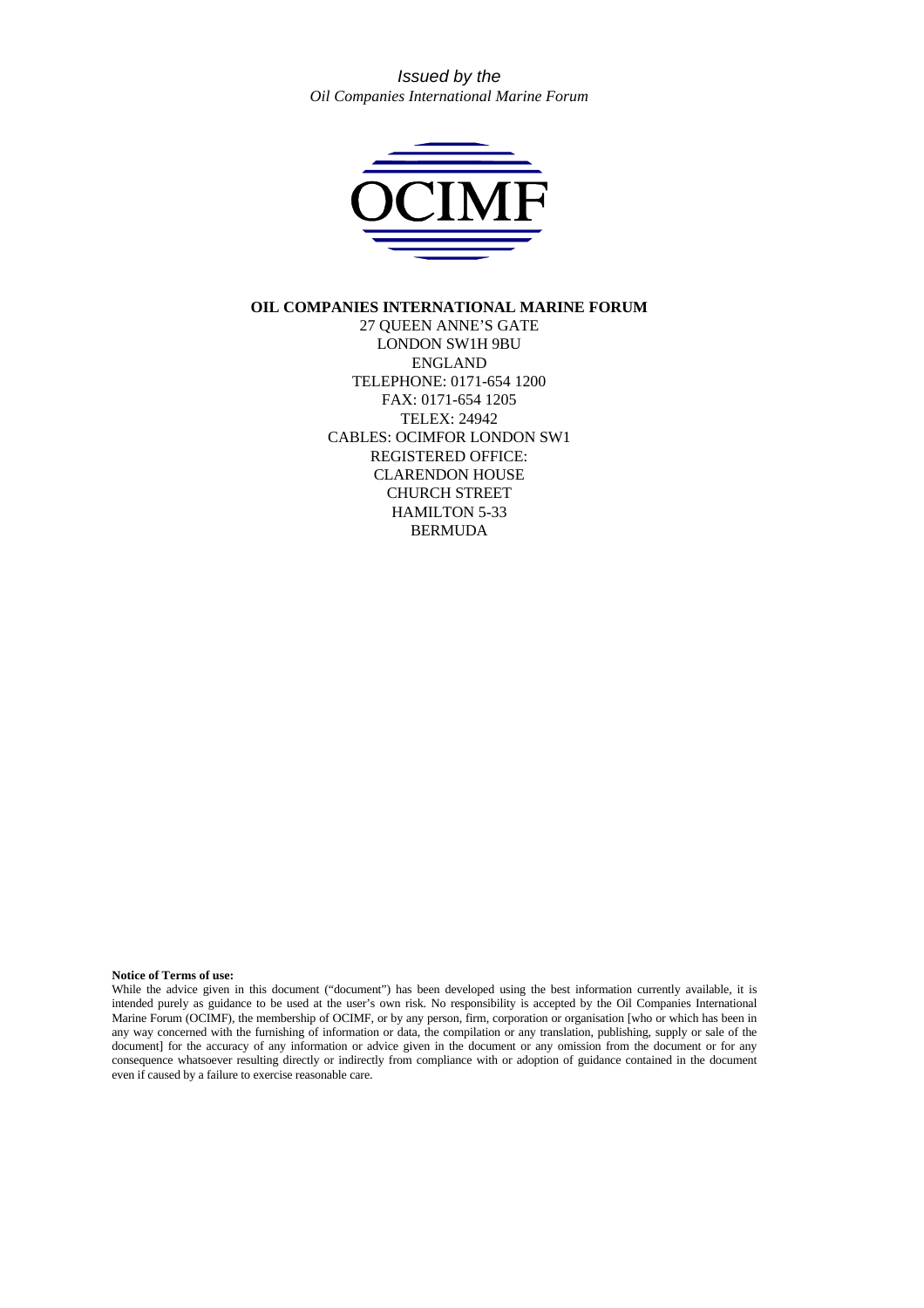*Issued by the*
*Oil Companies International Marine Forum*

OCIMF

**OIL COMPANIES INTERNATIONAL MARINE FORUM**
27 QUEEN ANNE'S GATE
LONDON SW1H 9BU
ENGLAND
TELEPHONE: 0171-654 1200
FAX: 0171-654 1205
TELEX: 24942
CABLES: OCIMFOR LONDON SW1
REGISTERED OFFICE:
CLARENDON HOUSE
CHURCH STREET
HAMILTON 5-33
BERMUDA

**Notice of Terms of use:**
While the advice given in this document ("document") has been developed using the best information currently available, it is intended purely as guidance to be used at the user's own risk. No responsibility is accepted by the Oil Companies International Marine Forum (OCIMF), the membership of OCIMF, or by any person, firm, corporation or organisation [who or which has been in any way concerned with the furnishing of information or data, the compilation or any translation, publishing, supply or sale of the document] for the accuracy of any information or advice given in the document or any omission from the document or for any consequence whatsoever resulting directly or indirectly from compliance with or adoption of guidance contained in the document even if caused by a failure to exercise reasonable care.